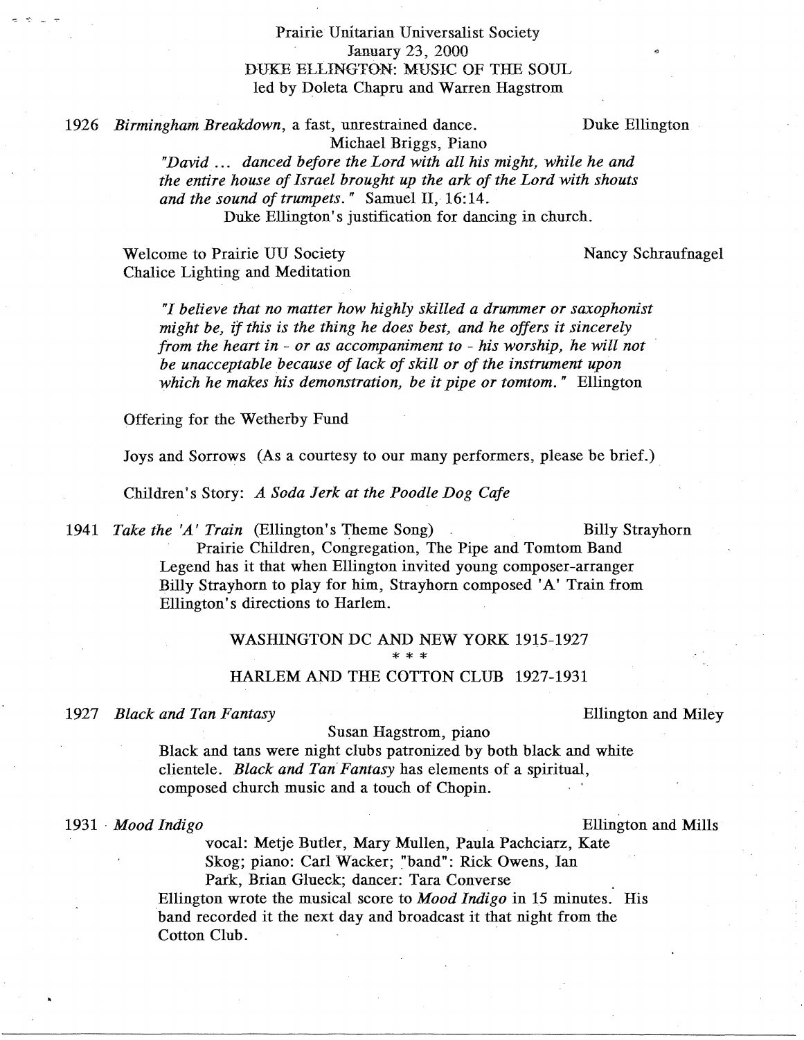# Prairie Unitarian Universalist Society
## January 23, 2000
## DUKE ELLINGTON: MUSIC OF THE SOUL
led by Doleta Chapru and Warren Hagstrom

1926 *Birmingham Breakdown*, a fast, unrestrained dance. — Duke Ellington

Michael Briggs, Piano

*"David ... danced before the Lord with all his might, while he and the entire house of Israel brought up the ark of the Lord with shouts and the sound of trumpets."* Samuel II, 16:14.

Duke Ellington's justification for dancing in church.

Welcome to Prairie UU Society — Nancy Schraufnagel
Chalice Lighting and Meditation

*"I believe that no matter how highly skilled a drummer or saxophonist might be, if this is the thing he does best, and he offers it sincerely from the heart in - or as accompaniment to - his worship, he will not be unacceptable because of lack of skill or of the instrument upon which he makes his demonstration, be it pipe or tomtom."* Ellington

Offering for the Wetherby Fund

Joys and Sorrows (As a courtesy to our many performers, please be brief.)

Children's Story: *A Soda Jerk at the Poodle Dog Cafe*

1941 *Take the 'A' Train* (Ellington's Theme Song) — Billy Strayhorn

Prairie Children, Congregation, The Pipe and Tomtom Band

Legend has it that when Ellington invited young composer-arranger Billy Strayhorn to play for him, Strayhorn composed 'A' Train from Ellington's directions to Harlem.

### WASHINGTON DC AND NEW YORK 1915-1927

\* \* \*

### HARLEM AND THE COTTON CLUB 1927-1931

1927 *Black and Tan Fantasy* — Ellington and Miley

Susan Hagstrom, piano

Black and tans were night clubs patronized by both black and white clientele. *Black and Tan Fantasy* has elements of a spiritual, composed church music and a touch of Chopin.

1931 *Mood Indigo* — Ellington and Mills

vocal: Metje Butler, Mary Mullen, Paula Pachciarz, Kate Skog; piano: Carl Wacker; "band": Rick Owens, Ian Park, Brian Glueck; dancer: Tara Converse

Ellington wrote the musical score to *Mood Indigo* in 15 minutes. His band recorded it the next day and broadcast it that night from the Cotton Club.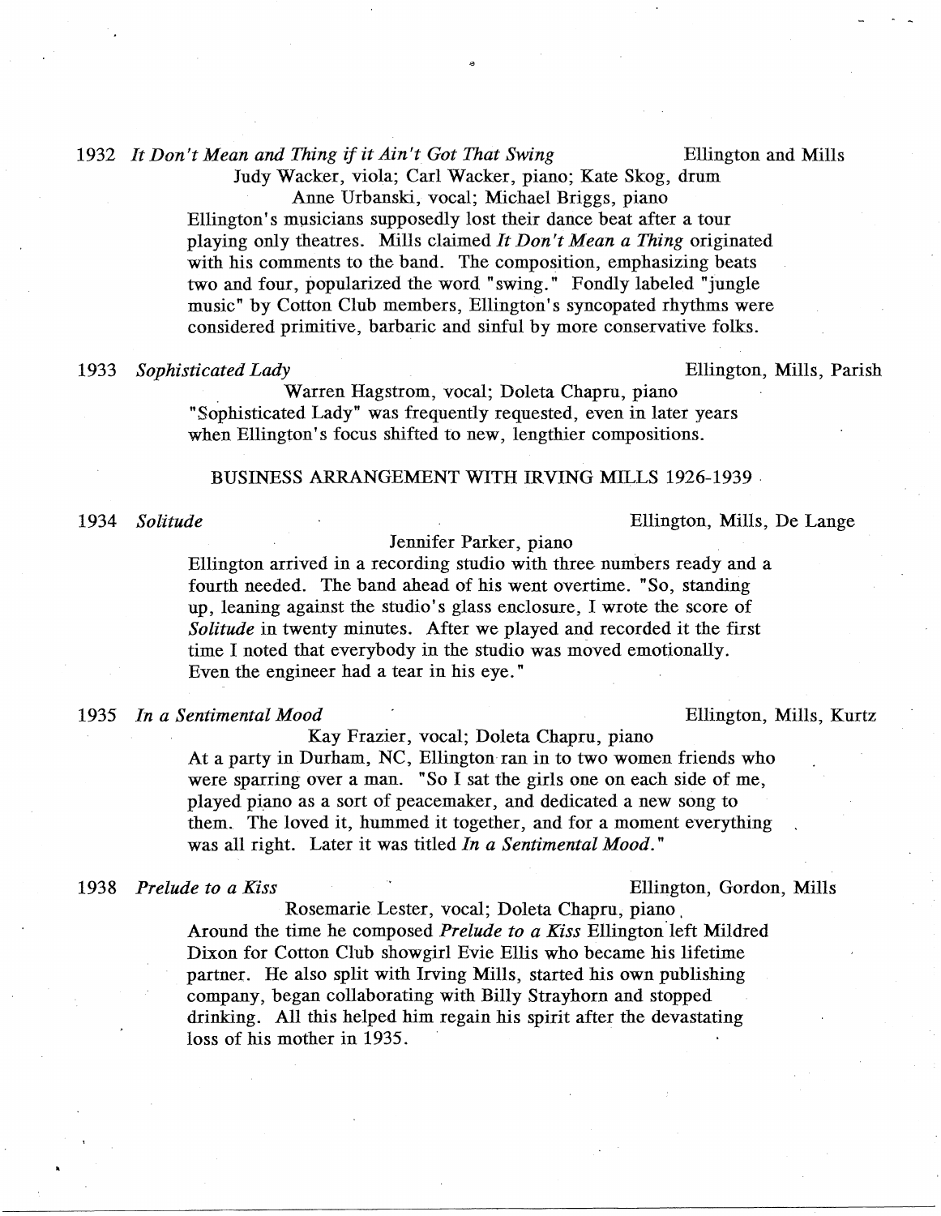1932 *It Don't Mean and Thing if it Ain't Got That Swing* Ellington and Mills

Judy Wacker, viola; Carl Wacker, piano; Kate Skog, drum
Anne Urbanski, vocal; Michael Briggs, piano

Ellington's musicians supposedly lost their dance beat after a tour playing only theatres. Mills claimed *It Don't Mean a Thing* originated with his comments to the band. The composition, emphasizing beats two and four, popularized the word "swing." Fondly labeled "jungle music" by Cotton Club members, Ellington's syncopated rhythms were considered primitive, barbaric and sinful by more conservative folks.

1933 *Sophisticated Lady* Ellington, Mills, Parish

Warren Hagstrom, vocal; Doleta Chapru, piano

"Sophisticated Lady" was frequently requested, even in later years when Ellington's focus shifted to new, lengthier compositions.

BUSINESS ARRANGEMENT WITH IRVING MILLS 1926-1939

1934 *Solitude* Ellington, Mills, De Lange

Jennifer Parker, piano

Ellington arrived in a recording studio with three numbers ready and a fourth needed. The band ahead of his went overtime. "So, standing up, leaning against the studio's glass enclosure, I wrote the score of *Solitude* in twenty minutes. After we played and recorded it the first time I noted that everybody in the studio was moved emotionally. Even the engineer had a tear in his eye."

1935 *In a Sentimental Mood* Ellington, Mills, Kurtz

Kay Frazier, vocal; Doleta Chapru, piano

At a party in Durham, NC, Ellington ran in to two women friends who were sparring over a man. "So I sat the girls one on each side of me, played piano as a sort of peacemaker, and dedicated a new song to them. The loved it, hummed it together, and for a moment everything was all right. Later it was titled *In a Sentimental Mood*."

1938 *Prelude to a Kiss* Ellington, Gordon, Mills

Rosemarie Lester, vocal; Doleta Chapru, piano.

Around the time he composed *Prelude to a Kiss* Ellington left Mildred Dixon for Cotton Club showgirl Evie Ellis who became his lifetime partner. He also split with Irving Mills, started his own publishing company, began collaborating with Billy Strayhorn and stopped drinking. All this helped him regain his spirit after the devastating loss of his mother in 1935.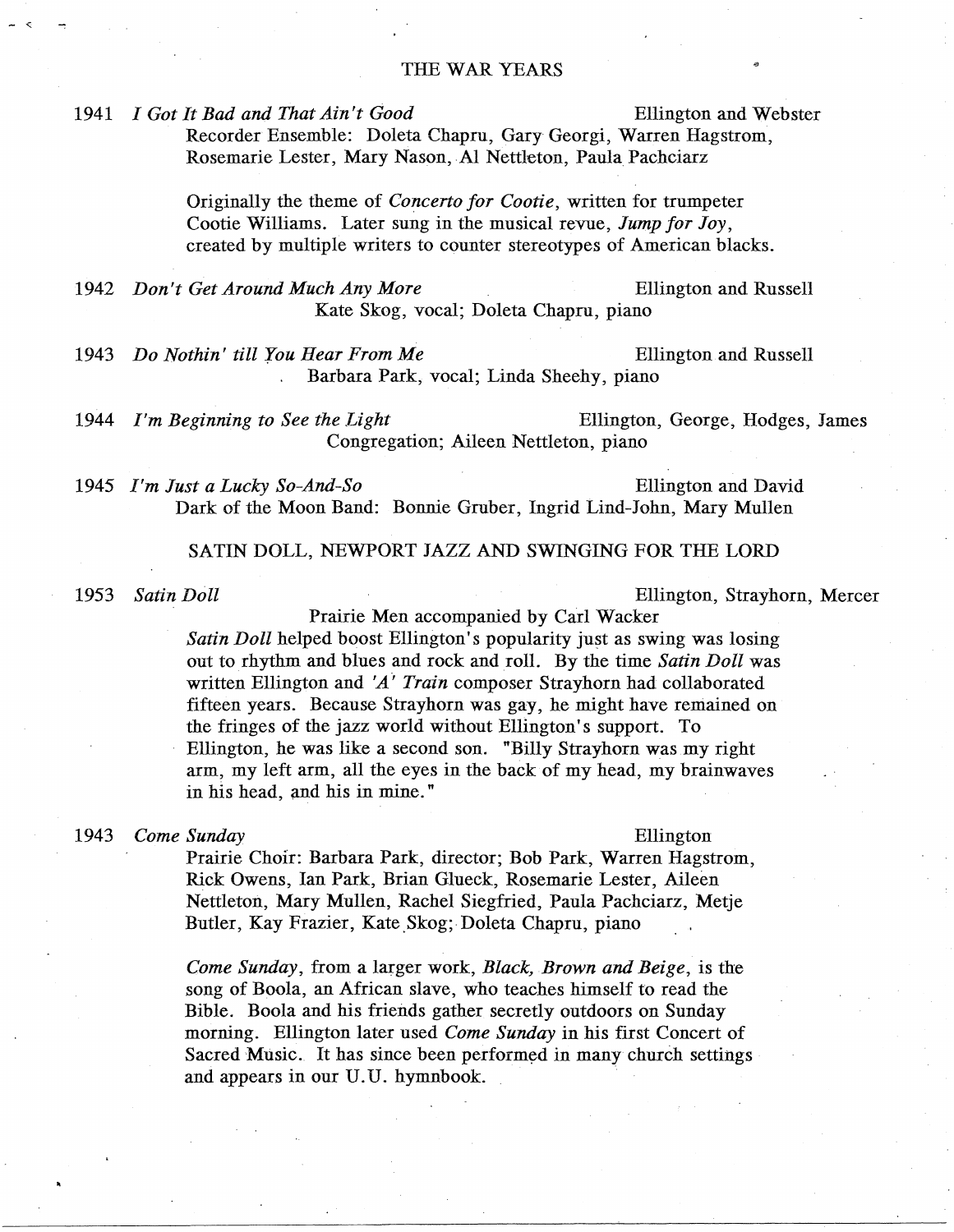## THE WAR YEARS

1941 *I Got It Bad and That Ain't Good* — Ellington and Webster
Recorder Ensemble: Doleta Chapru, Gary Georgi, Warren Hagstrom, Rosemarie Lester, Mary Nason, Al Nettleton, Paula Pachciarz

Originally the theme of *Concerto for Cootie*, written for trumpeter Cootie Williams. Later sung in the musical revue, *Jump for Joy*, created by multiple writers to counter stereotypes of American blacks.

1942 *Don't Get Around Much Any More* — Ellington and Russell
Kate Skog, vocal; Doleta Chapru, piano

1943 *Do Nothin' till You Hear From Me* — Ellington and Russell
Barbara Park, vocal; Linda Sheehy, piano

1944 *I'm Beginning to See the Light* — Ellington, George, Hodges, James
Congregation; Aileen Nettleton, piano

1945 *I'm Just a Lucky So-And-So* — Ellington and David
Dark of the Moon Band: Bonnie Gruber, Ingrid Lind-John, Mary Mullen

## SATIN DOLL, NEWPORT JAZZ AND SWINGING FOR THE LORD

1953 *Satin Doll* — Ellington, Strayhorn, Mercer
Prairie Men accompanied by Carl Wacker

*Satin Doll* helped boost Ellington's popularity just as swing was losing out to rhythm and blues and rock and roll. By the time *Satin Doll* was written Ellington and *'A' Train* composer Strayhorn had collaborated fifteen years. Because Strayhorn was gay, he might have remained on the fringes of the jazz world without Ellington's support. To Ellington, he was like a second son. "Billy Strayhorn was my right arm, my left arm, all the eyes in the back of my head, my brainwaves in his head, and his in mine."

1943 *Come Sunday* — Ellington
Prairie Choir: Barbara Park, director; Bob Park, Warren Hagstrom, Rick Owens, Ian Park, Brian Glueck, Rosemarie Lester, Aileen Nettleton, Mary Mullen, Rachel Siegfried, Paula Pachciarz, Metje Butler, Kay Frazier, Kate Skog; Doleta Chapru, piano

*Come Sunday*, from a larger work, *Black, Brown and Beige*, is the song of Boola, an African slave, who teaches himself to read the Bible. Boola and his friends gather secretly outdoors on Sunday morning. Ellington later used *Come Sunday* in his first Concert of Sacred Music. It has since been performed in many church settings and appears in our U.U. hymnbook.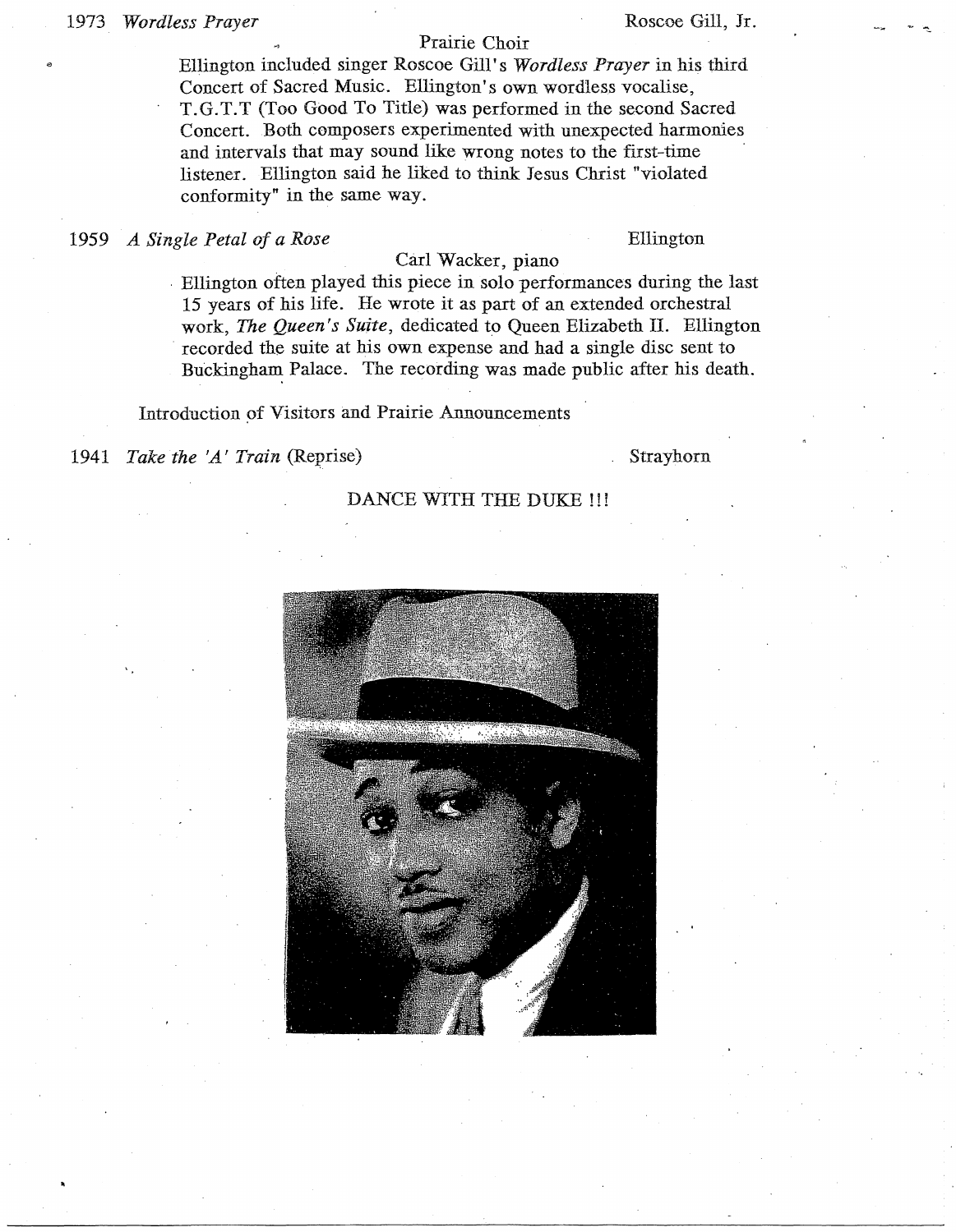1973 *Wordless Prayer* Roscoe Gill, Jr.

Prairie Choir

Ellington included singer Roscoe Gill's *Wordless Prayer* in his third Concert of Sacred Music. Ellington's own wordless vocalise, T.G.T.T (Too Good To Title) was performed in the second Sacred Concert. Both composers experimented with unexpected harmonies and intervals that may sound like wrong notes to the first-time listener. Ellington said he liked to think Jesus Christ "violated conformity" in the same way.

1959 *A Single Petal of a Rose* Ellington

Carl Wacker, piano

Ellington often played this piece in solo performances during the last 15 years of his life. He wrote it as part of an extended orchestral work, *The Queen's Suite*, dedicated to Queen Elizabeth II. Ellington recorded the suite at his own expense and had a single disc sent to Buckingham Palace. The recording was made public after his death.

Introduction of Visitors and Prairie Announcements

1941 *Take the 'A' Train* (Reprise) Strayhorn

DANCE WITH THE DUKE !!!